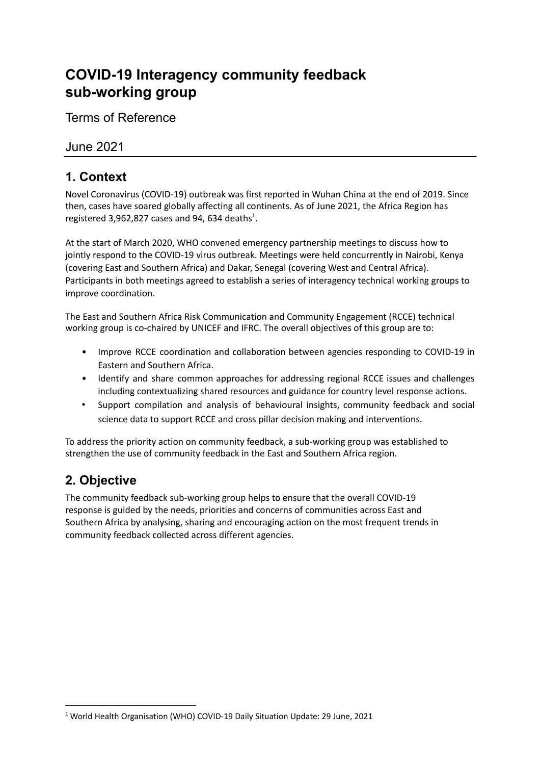# COVID-19 Interagency community feedback sub-working group

Terms of Reference

June 2021

## 1. Context

Novel Coronavirus (COVID-19) outbreak was first reported in Wuhan China at the end of 2019. Since then, cases have soared globally affecting all continents. As of June 2021, the Africa Region has registered 3,962,827 cases and 94, 634 deaths[1].

At the start of March 2020, WHO convened emergency partnership meetings to discuss how to jointly respond to the COVID-19 virus outbreak. Meetings were held concurrently in Nairobi, Kenya (covering East and Southern Africa) and Dakar, Senegal (covering West and Central Africa). Participants in both meetings agreed to establish a series of interagency technical working groups to improve coordination.

The East and Southern Africa Risk Communication and Community Engagement (RCCE) technical working group is co-chaired by UNICEF and IFRC. The overall objectives of this group are to:

- Improve RCCE coordination and collaboration between agencies responding to COVID-19 in Eastern and Southern Africa.
- Identify and share common approaches for addressing regional RCCE issues and challenges including contextualizing shared resources and guidance for country level response actions.
- Support compilation and analysis of behavioural insights, community feedback and social science data to support RCCE and cross pillar decision making and interventions.

To address the priority action on community feedback, a sub-working group was established to strengthen the use of community feedback in the East and Southern Africa region.

## 2. Objective

The community feedback sub-working group helps to ensure that the overall COVID-19 response is guided by the needs, priorities and concerns of communities across East and Southern Africa by analysing, sharing and encouraging action on the most frequent trends in community feedback collected across different agencies.

[1] World Health Organisation (WHO) COVID-19 Daily Situation Update: 29 June, 2021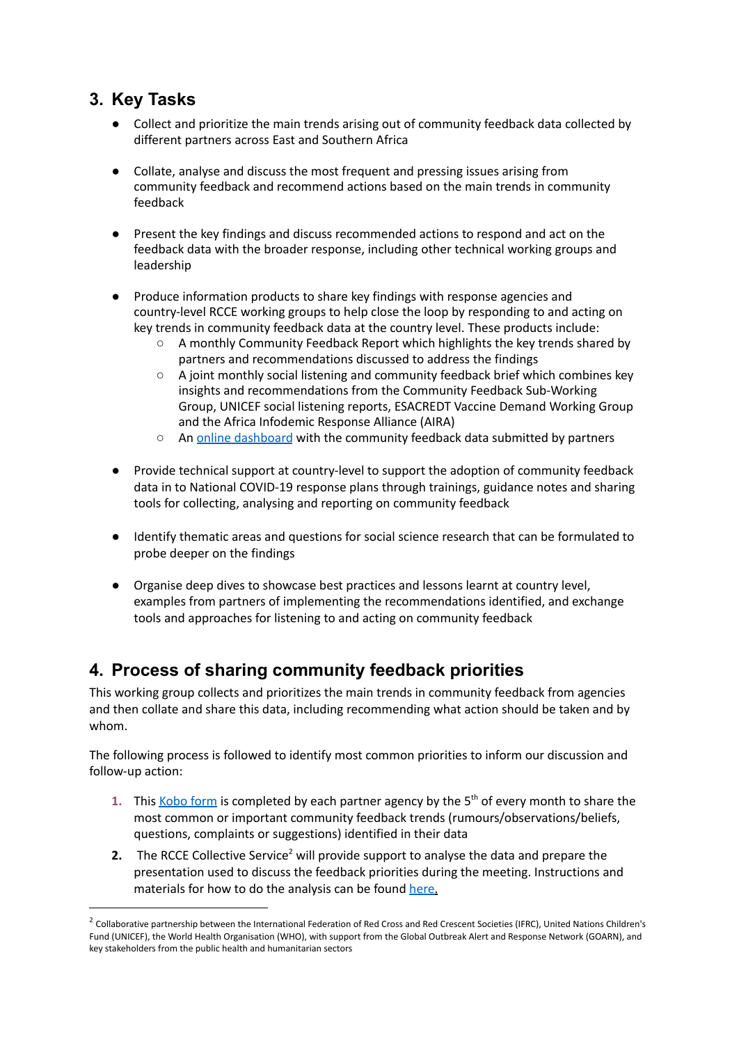## 3. Key Tasks

- Collect and prioritize the main trends arising out of community feedback data collected by different partners across East and Southern Africa
- Collate, analyse and discuss the most frequent and pressing issues arising from community feedback and recommend actions based on the main trends in community feedback
- Present the key findings and discuss recommended actions to respond and act on the feedback data with the broader response, including other technical working groups and leadership
- Produce information products to share key findings with response agencies and country-level RCCE working groups to help close the loop by responding to and acting on key trends in community feedback data at the country level. These products include:
  - A monthly Community Feedback Report which highlights the key trends shared by partners and recommendations discussed to address the findings
  - A joint monthly social listening and community feedback brief which combines key insights and recommendations from the Community Feedback Sub-Working Group, UNICEF social listening reports, ESACREDT Vaccine Demand Working Group and the Africa Infodemic Response Alliance (AIRA)
  - An online dashboard with the community feedback data submitted by partners
- Provide technical support at country-level to support the adoption of community feedback data in to National COVID-19 response plans through trainings, guidance notes and sharing tools for collecting, analysing and reporting on community feedback
- Identify thematic areas and questions for social science research that can be formulated to probe deeper on the findings
- Organise deep dives to showcase best practices and lessons learnt at country level, examples from partners of implementing the recommendations identified, and exchange tools and approaches for listening to and acting on community feedback

## 4. Process of sharing community feedback priorities

This working group collects and prioritizes the main trends in community feedback from agencies and then collate and share this data, including recommending what action should be taken and by whom.

The following process is followed to identify most common priorities to inform our discussion and follow-up action:

1. This Kobo form is completed by each partner agency by the 5th of every month to share the most common or important community feedback trends (rumours/observations/beliefs, questions, complaints or suggestions) identified in their data
2. The RCCE Collective Service[2] will provide support to analyse the data and prepare the presentation used to discuss the feedback priorities during the meeting. Instructions and materials for how to do the analysis can be found here.

[2] Collaborative partnership between the International Federation of Red Cross and Red Crescent Societies (IFRC), United Nations Children's Fund (UNICEF), the World Health Organisation (WHO), with support from the Global Outbreak Alert and Response Network (GOARN), and key stakeholders from the public health and humanitarian sectors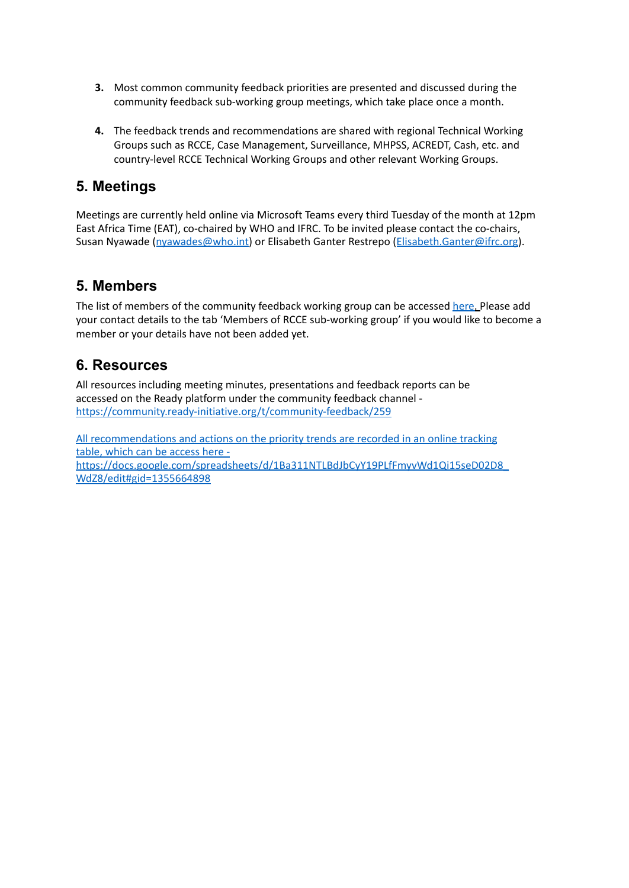3. Most common community feedback priorities are presented and discussed during the community feedback sub-working group meetings, which take place once a month.

4. The feedback trends and recommendations are shared with regional Technical Working Groups such as RCCE, Case Management, Surveillance, MHPSS, ACREDT, Cash, etc. and country-level RCCE Technical Working Groups and other relevant Working Groups.

## 5. Meetings

Meetings are currently held online via Microsoft Teams every third Tuesday of the month at 12pm East Africa Time (EAT), co-chaired by WHO and IFRC. To be invited please contact the co-chairs, Susan Nyawade (nyawades@who.int) or Elisabeth Ganter Restrepo (Elisabeth.Ganter@ifrc.org).

## 5. Members

The list of members of the community feedback working group can be accessed here. Please add your contact details to the tab 'Members of RCCE sub-working group' if you would like to become a member or your details have not been added yet.

## 6. Resources

All resources including meeting minutes, presentations and feedback reports can be accessed on the Ready platform under the community feedback channel - https://community.ready-initiative.org/t/community-feedback/259

All recommendations and actions on the priority trends are recorded in an online tracking table, which can be access here - https://docs.google.com/spreadsheets/d/1Ba311NTLBdJbCyY19PLfFmyvWd1Qi15seD02D8_WdZ8/edit#gid=1355664898